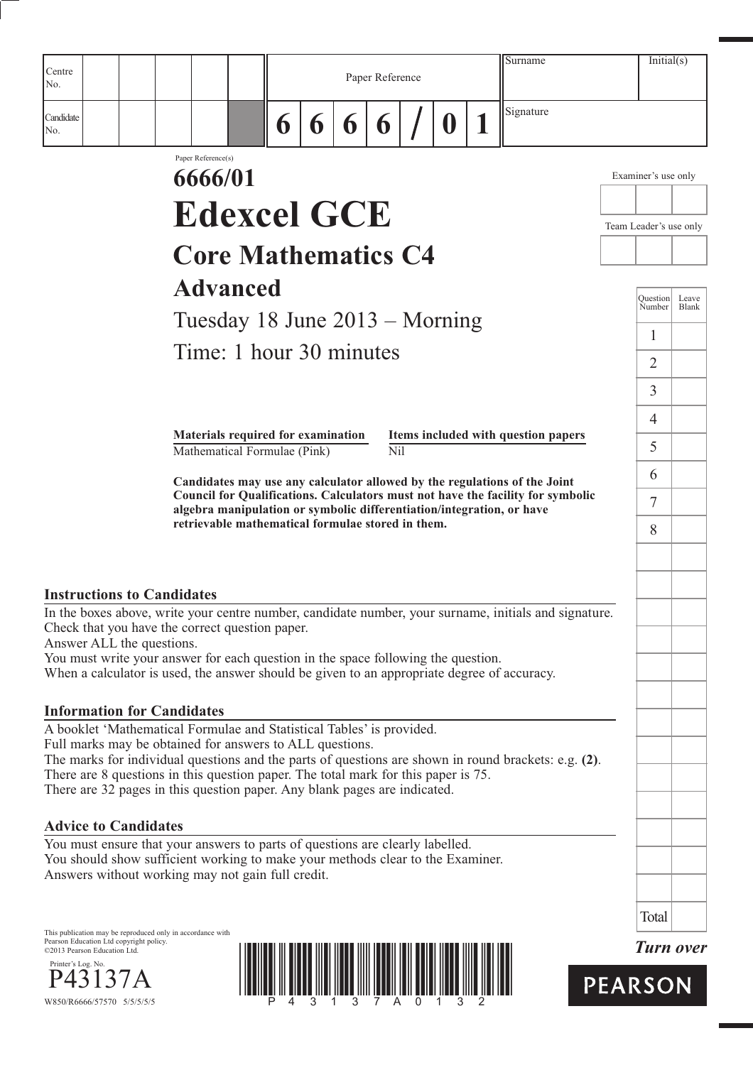| Centre No. | | | | | | Paper Reference | | | | | | | Surname | Initial(s) |
|---|---|---|---|---|---|---|---|---|---|---|---|---|---|---|
| Candidate No. | | | | | | 6 | 6 | 6 | 6 | / | 0 | 1 | Signature | |

Paper Reference(s)

# 6666/01

# Edexcel GCE

## Core Mathematics C4

## Advanced

Tuesday 18 June 2013 – Morning

Time: 1 hour 30 minutes

| Materials required for examination | Items included with question papers |
|---|---|
| Mathematical Formulae (Pink) | Nil |

**Candidates may use any calculator allowed by the regulations of the Joint Council for Qualifications. Calculators must not have the facility for symbolic algebra manipulation or symbolic differentiation/integration, or have retrievable mathematical formulae stored in them.**

Examiner's use only

Team Leader's use only

| Question Number | Leave Blank |
|---|---|
| 1 | |
| 2 | |
| 3 | |
| 4 | |
| 5 | |
| 6 | |
| 7 | |
| 8 | |
| Total | |

### Instructions to Candidates

In the boxes above, write your centre number, candidate number, your surname, initials and signature.
Check that you have the correct question paper.
Answer ALL the questions.
You must write your answer for each question in the space following the question.
When a calculator is used, the answer should be given to an appropriate degree of accuracy.

### Information for Candidates

A booklet 'Mathematical Formulae and Statistical Tables' is provided.
Full marks may be obtained for answers to ALL questions.
The marks for individual questions and the parts of questions are shown in round brackets: e.g. **(2)**.
There are 8 questions in this question paper. The total mark for this paper is 75.
There are 32 pages in this question paper. Any blank pages are indicated.

### Advice to Candidates

You must ensure that your answers to parts of questions are clearly labelled.
You should show sufficient working to make your methods clear to the Examiner.
Answers without working may not gain full credit.

This publication may be reproduced only in accordance with Pearson Education Ltd copyright policy.
©2013 Pearson Education Ltd.

Printer's Log. No.
P43137A
W850/R6666/57570 5/5/5/5

*Turn over*

PEARSON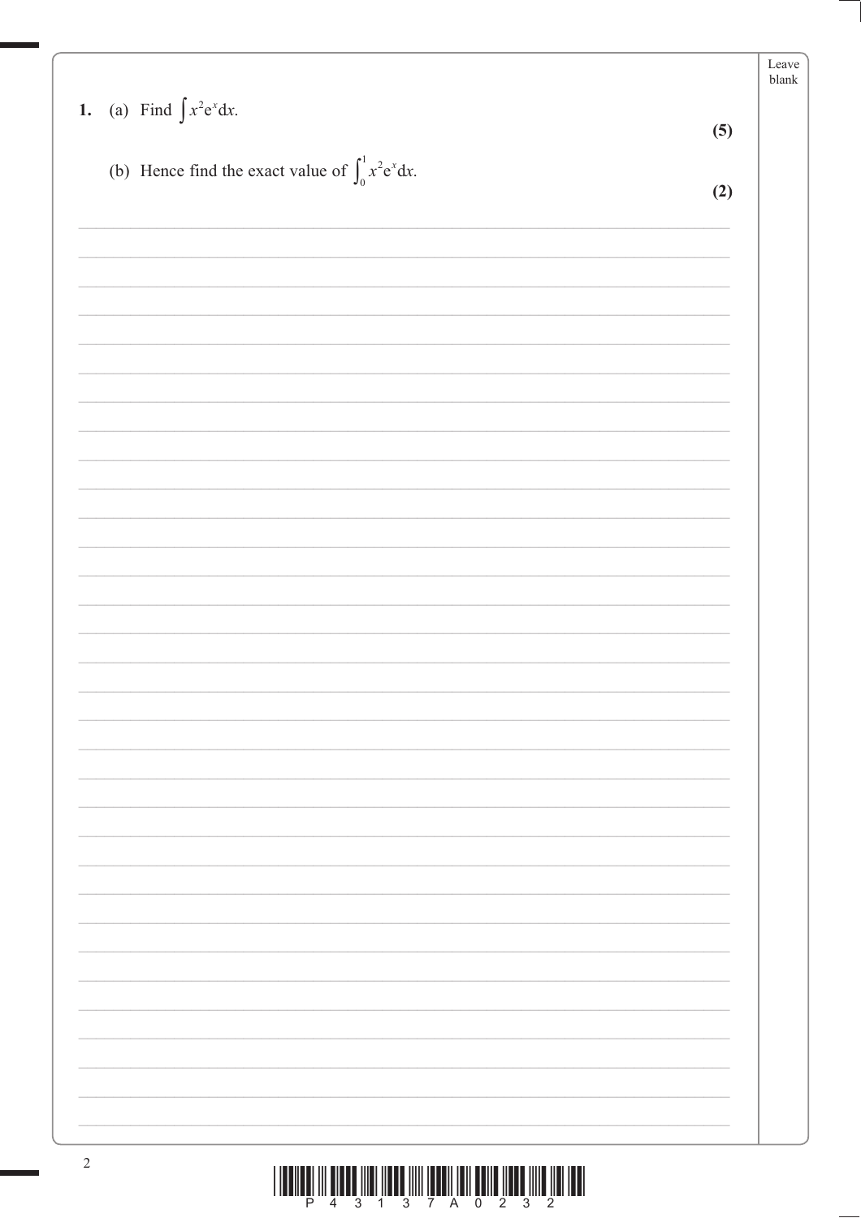1. (a) Find $\int x^2 e^x \, dx$.

**(5)**

(b) Hence find the exact value of $\int_0^1 x^2 e^x \, dx$.

**(2)**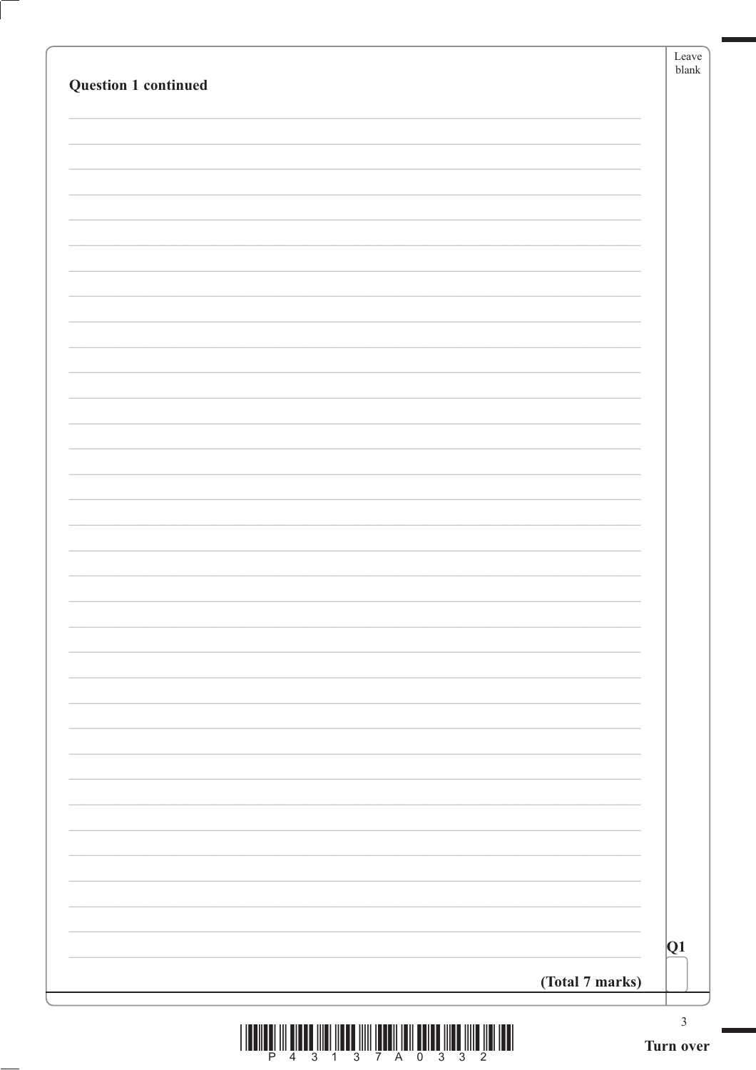**Question 1 continued**

Q1

**(Total 7 marks)**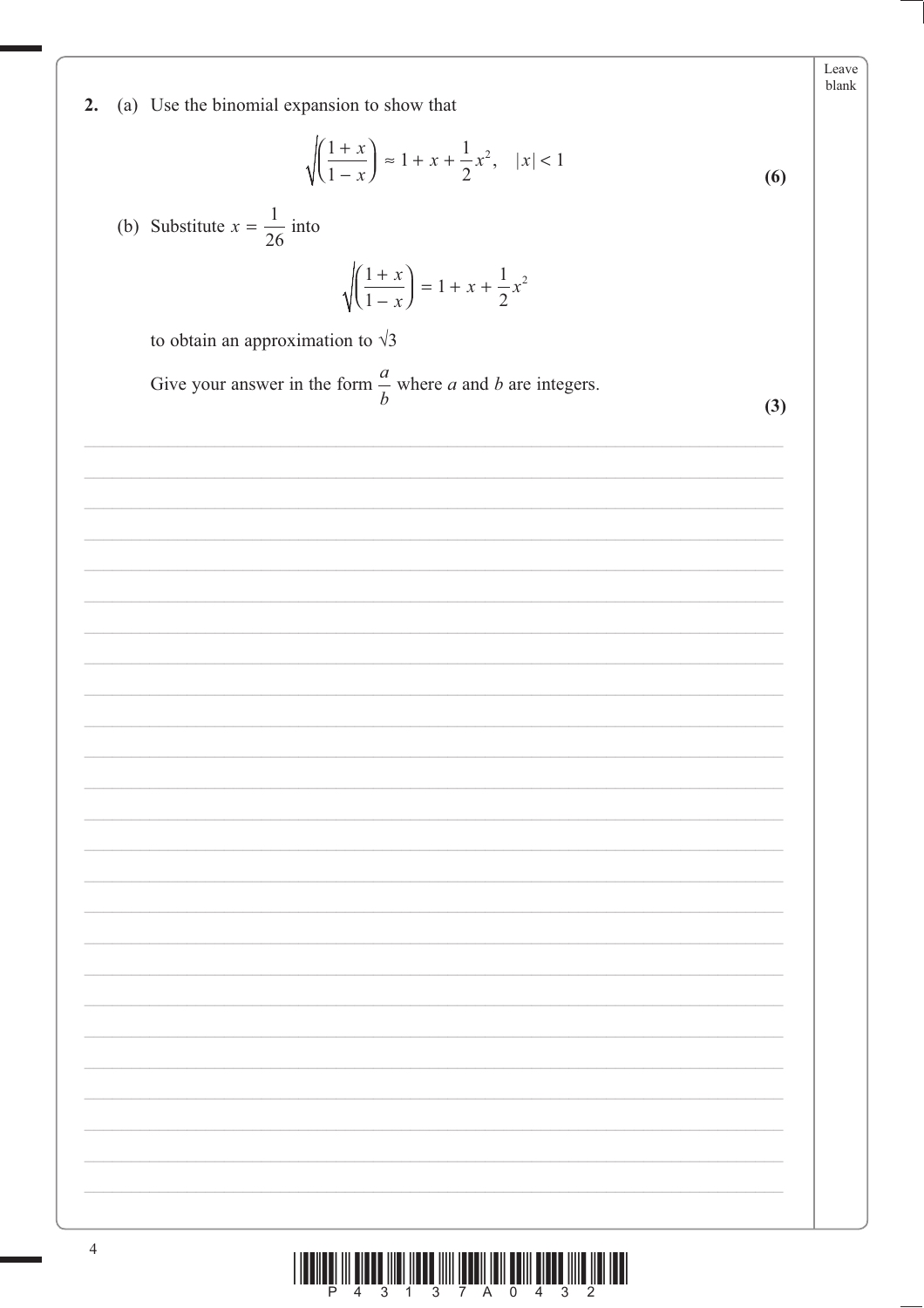**2.** (a) Use the binomial expansion to show that

$$\sqrt{\left(\frac{1+x}{1-x}\right)} \approx 1 + x + \frac{1}{2}x^2, \quad |x| < 1$$

**(6)**

(b) Substitute $x = \frac{1}{26}$ into

$$\sqrt{\left(\frac{1+x}{1-x}\right)} = 1 + x + \frac{1}{2}x^2$$

to obtain an approximation to $\sqrt{3}$

Give your answer in the form $\frac{a}{b}$ where $a$ and $b$ are integers.

**(3)**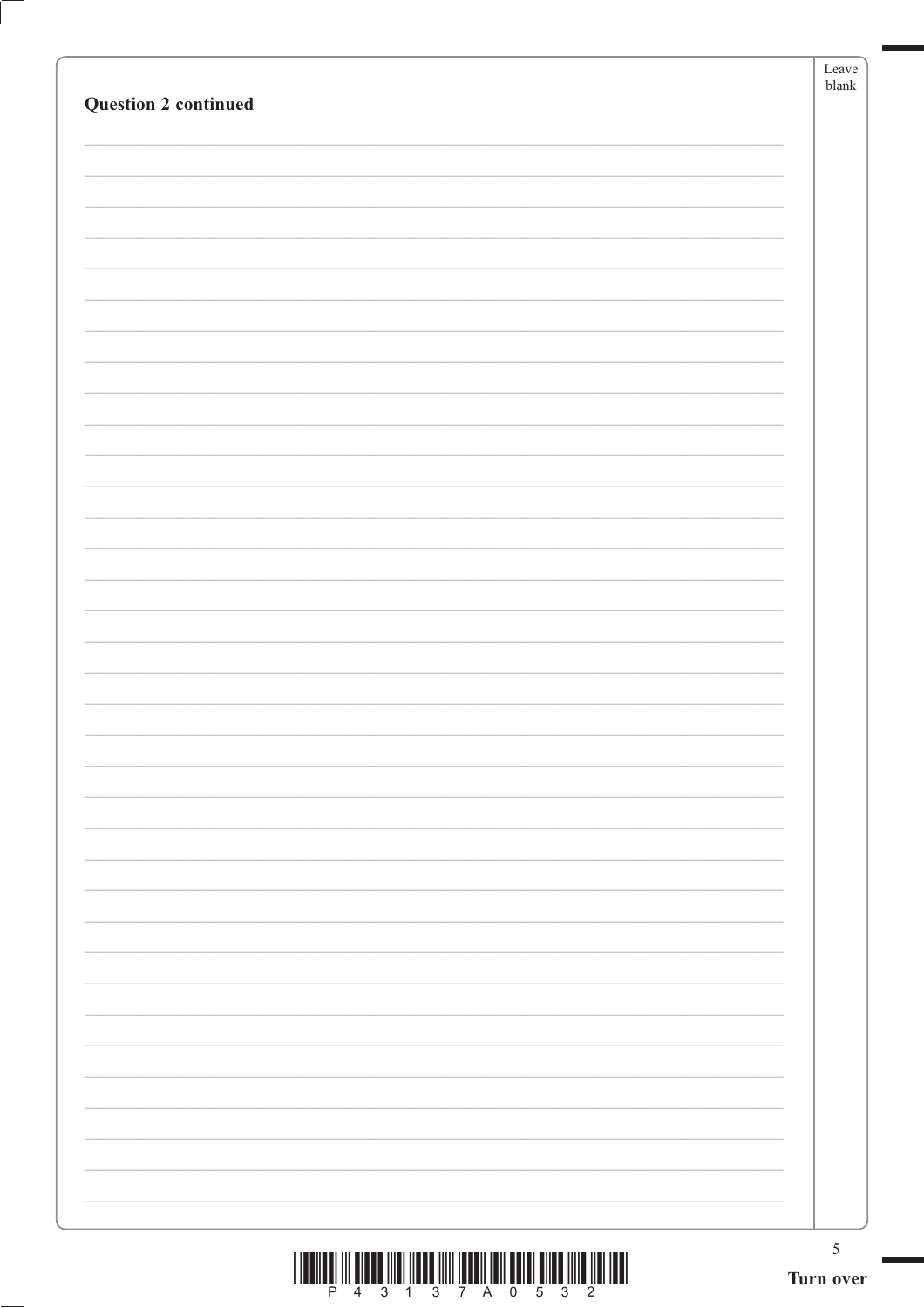**Question 2 continued**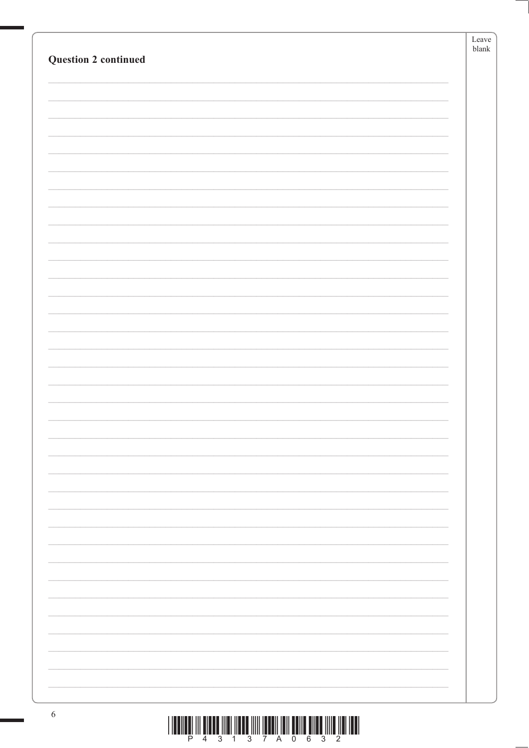**Question 2 continued**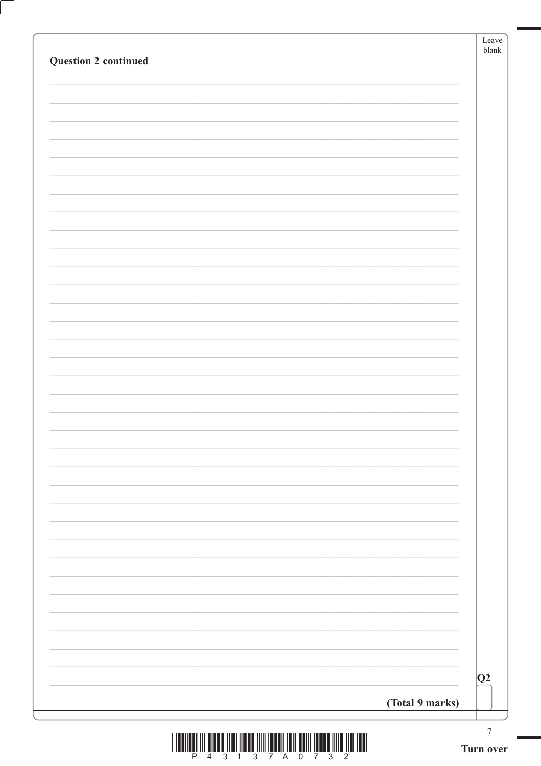**Question 2 continued**

**Q2**

**(Total 9 marks)**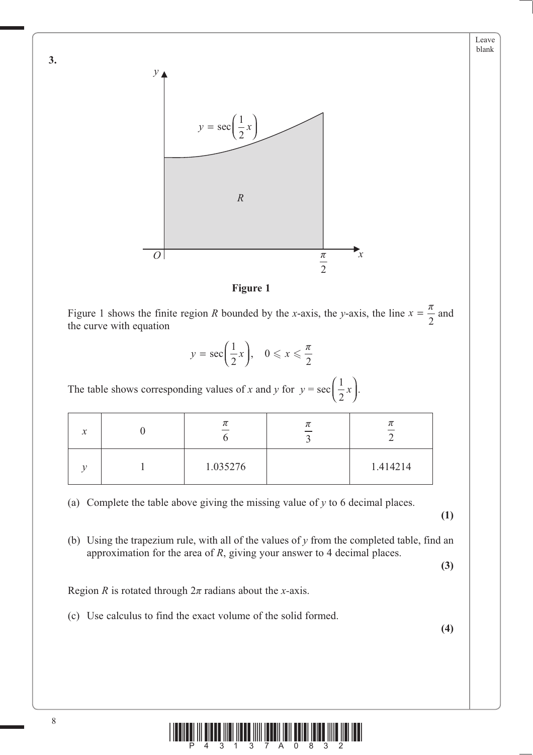**3.**

**Figure 1**

Figure 1 shows the finite region $R$ bounded by the $x$-axis, the $y$-axis, the line $x = \frac{\pi}{2}$ and the curve with equation

$$y = \sec\left(\frac{1}{2}x\right), \quad 0 \leqslant x \leqslant \frac{\pi}{2}$$

The table shows corresponding values of $x$ and $y$ for $y = \sec\left(\frac{1}{2}x\right)$.

| $x$ | $0$ | $\frac{\pi}{6}$ | $\frac{\pi}{3}$ | $\frac{\pi}{2}$ |
|---|---|---|---|---|
| $y$ | 1 | 1.035276 | | 1.414214 |

(a) Complete the table above giving the missing value of $y$ to 6 decimal places.
**(1)**

(b) Using the trapezium rule, with all of the values of $y$ from the completed table, find an approximation for the area of $R$, giving your answer to 4 decimal places.
**(3)**

Region $R$ is rotated through $2\pi$ radians about the $x$-axis.

(c) Use calculus to find the exact volume of the solid formed.
**(4)**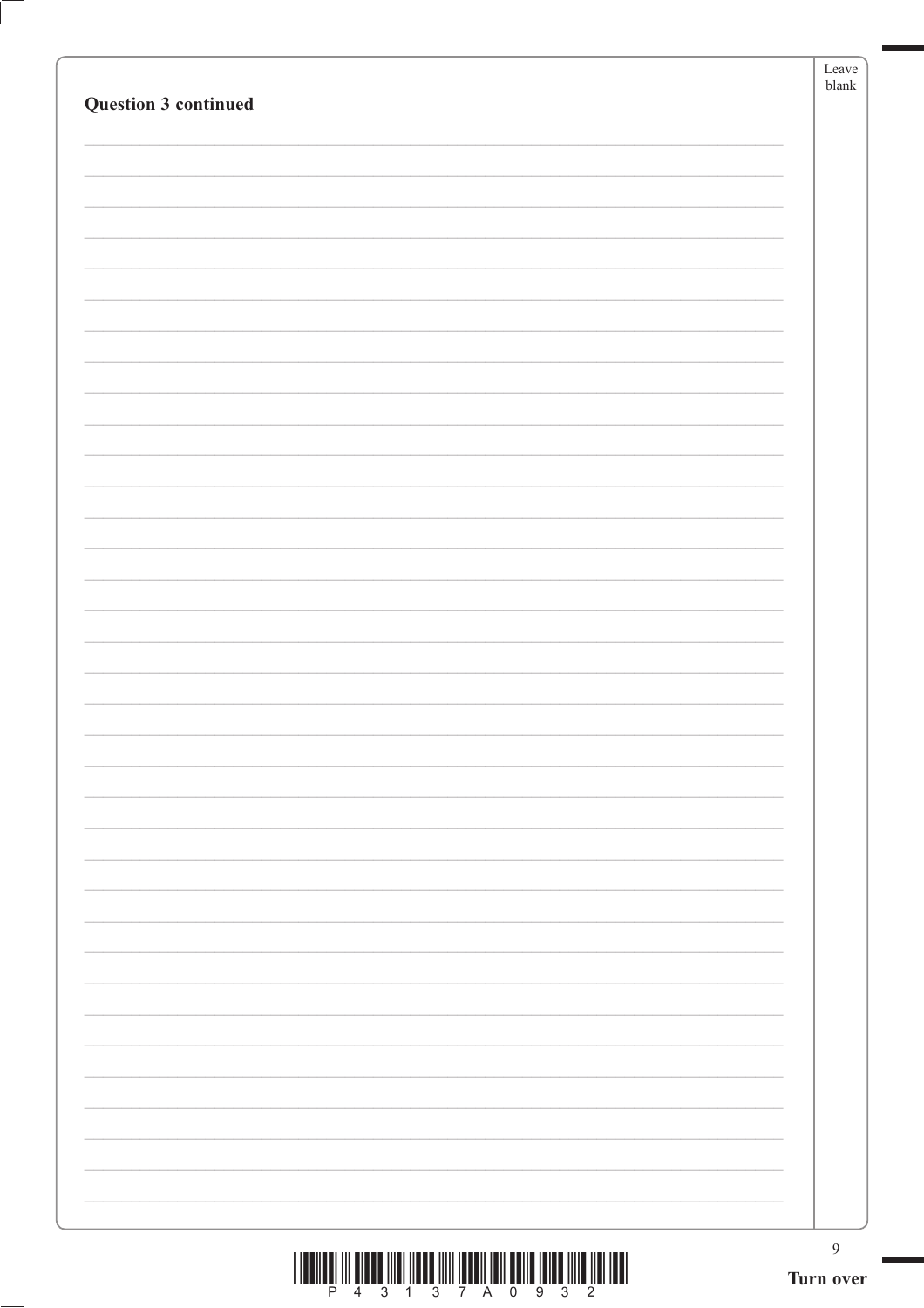**Question 3 continued**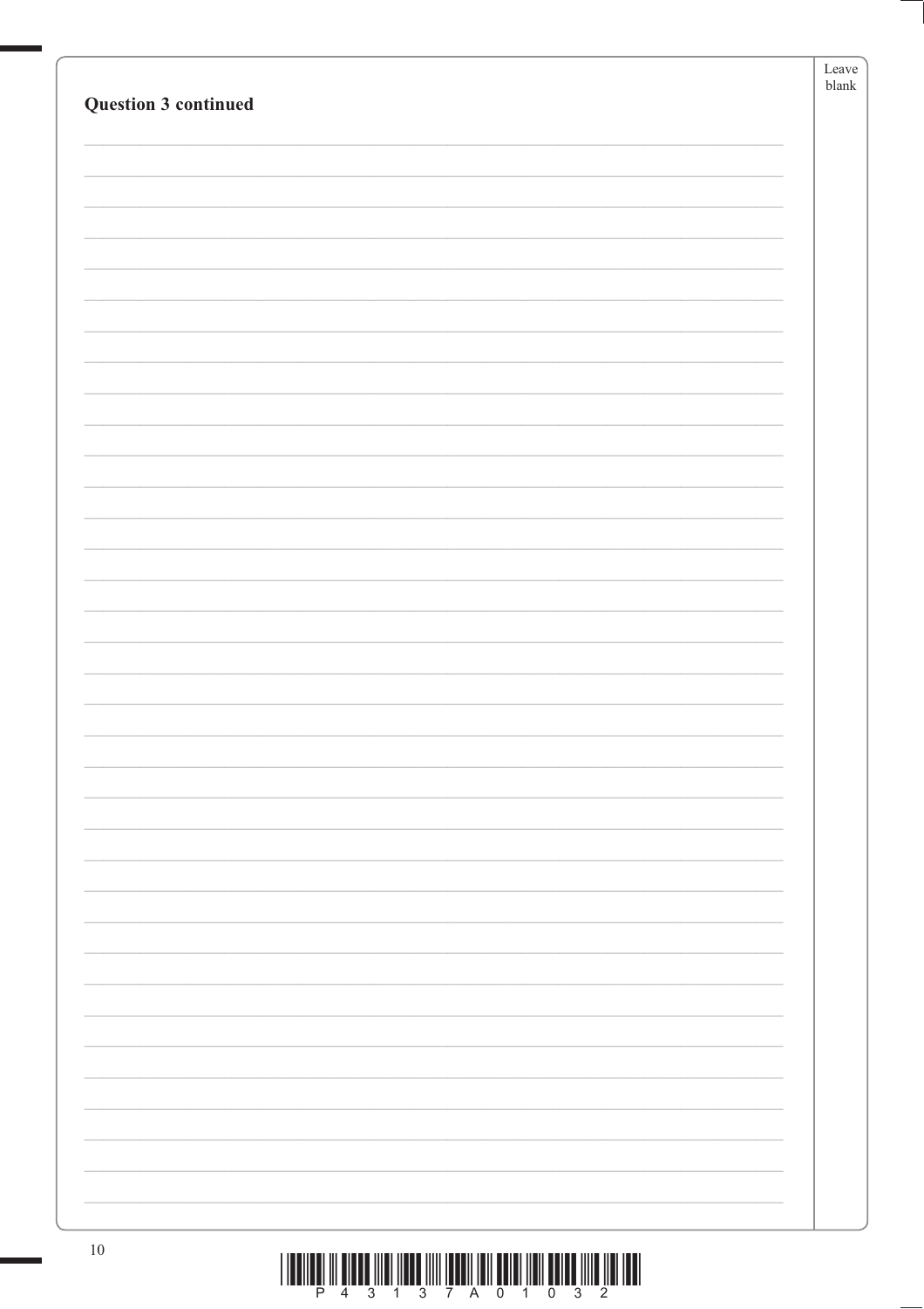**Question 3 continued**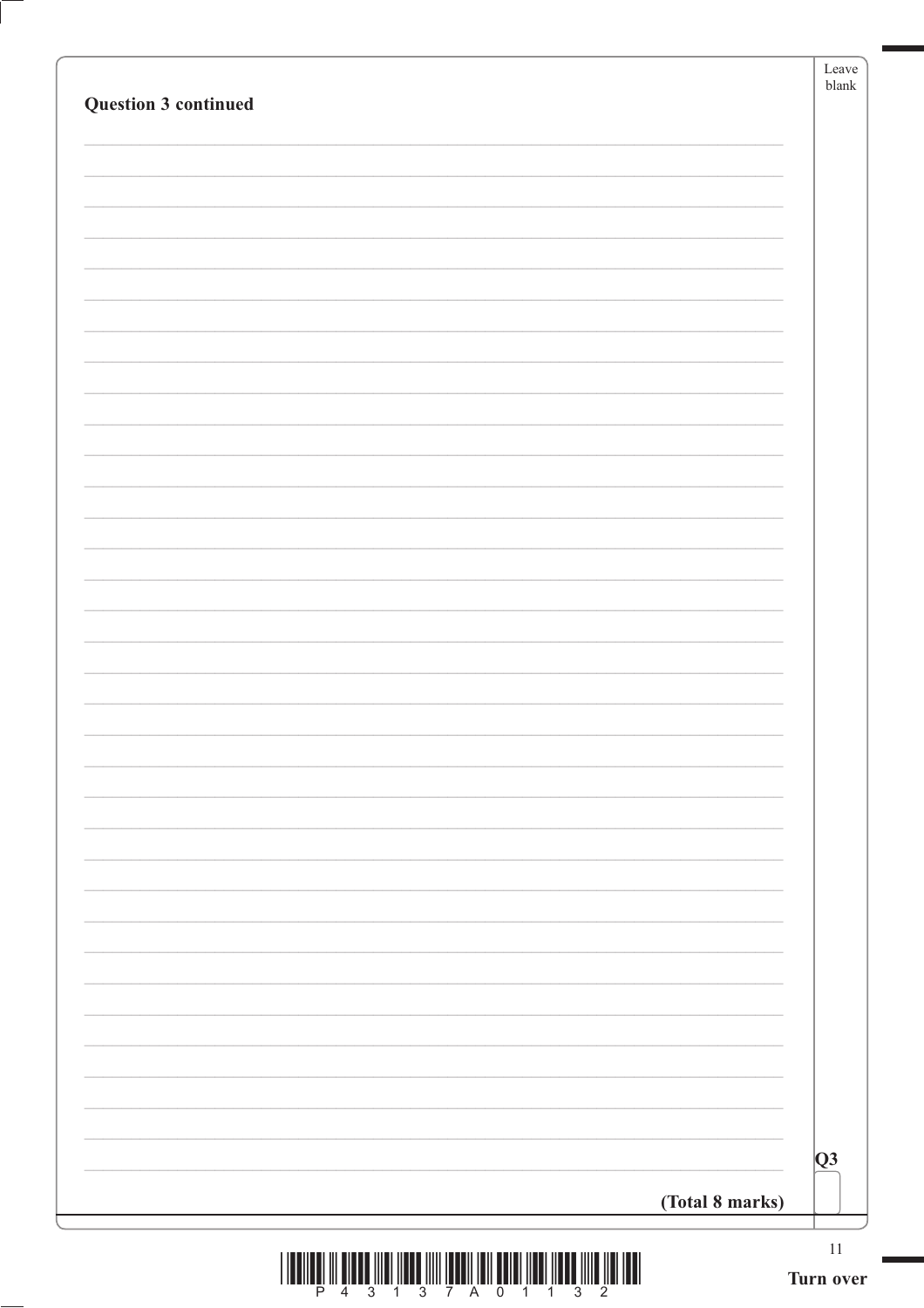**Question 3 continued**

Q3

**(Total 8 marks)**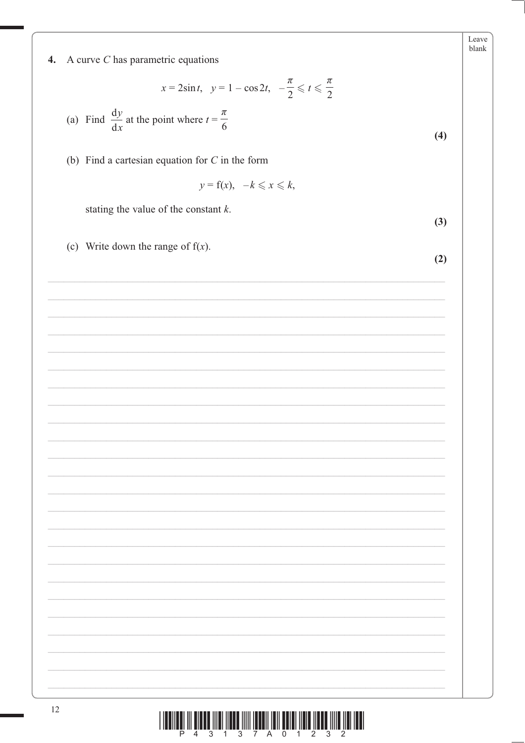**4.** A curve $C$ has parametric equations

$$x = 2\sin t, \quad y = 1 - \cos 2t, \quad -\frac{\pi}{2} \leqslant t \leqslant \frac{\pi}{2}$$

(a) Find $\dfrac{\mathrm{d}y}{\mathrm{d}x}$ at the point where $t = \dfrac{\pi}{6}$

**(4)**

(b) Find a cartesian equation for $C$ in the form

$$y = \mathrm{f}(x), \quad -k \leqslant x \leqslant k,$$

stating the value of the constant $k$.

**(3)**

(c) Write down the range of $\mathrm{f}(x)$.

**(2)**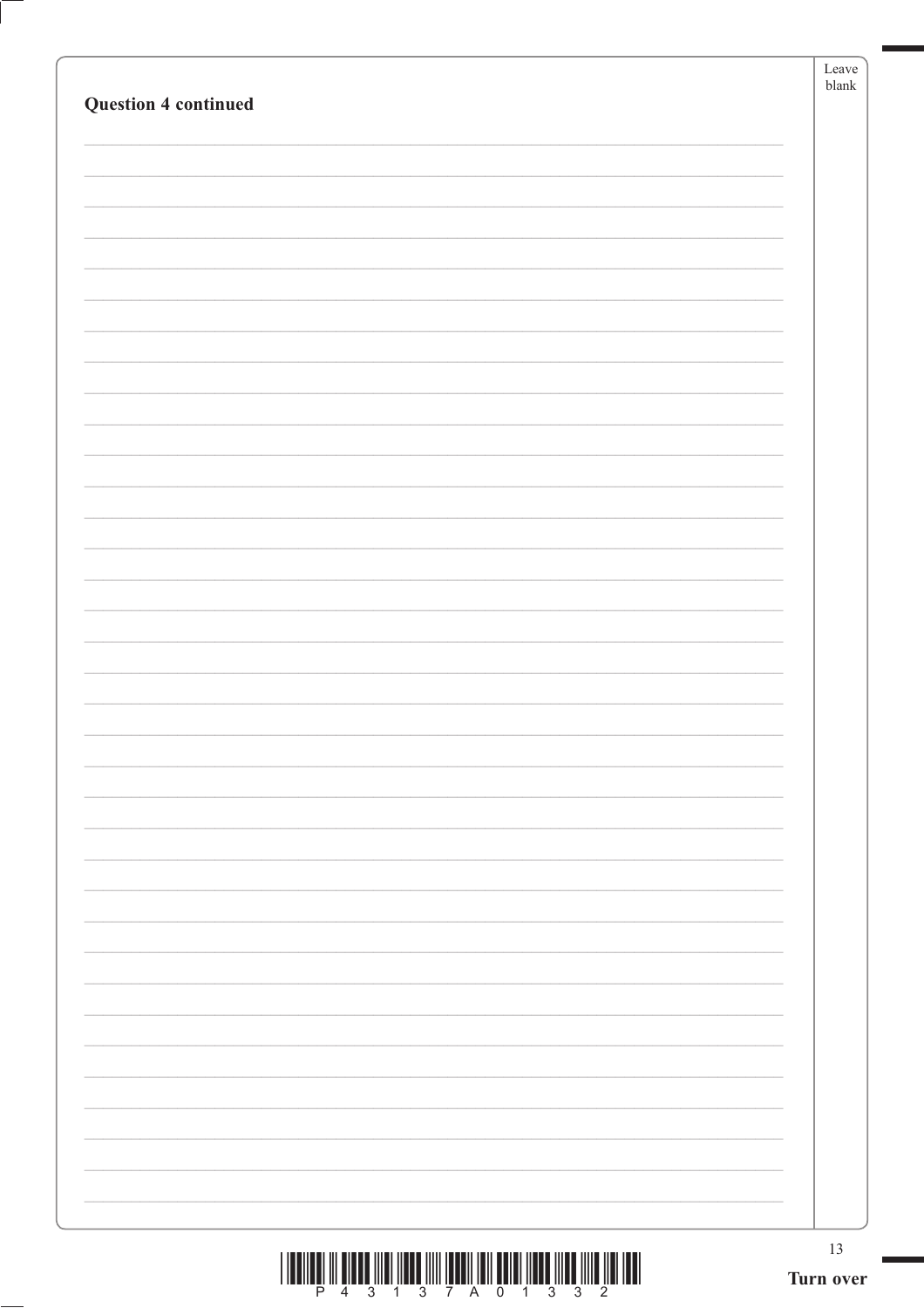**Question 4 continued**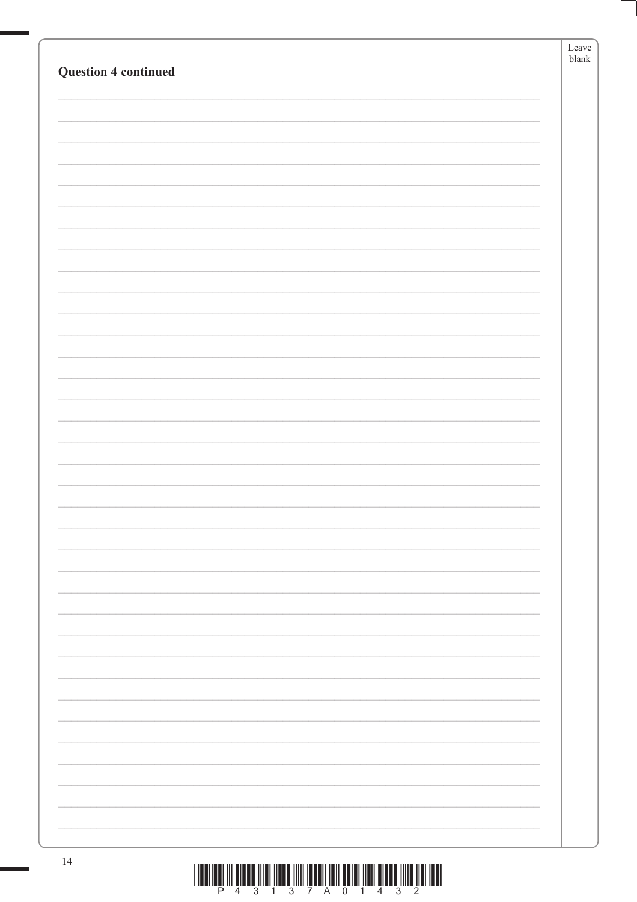**Question 4 continued**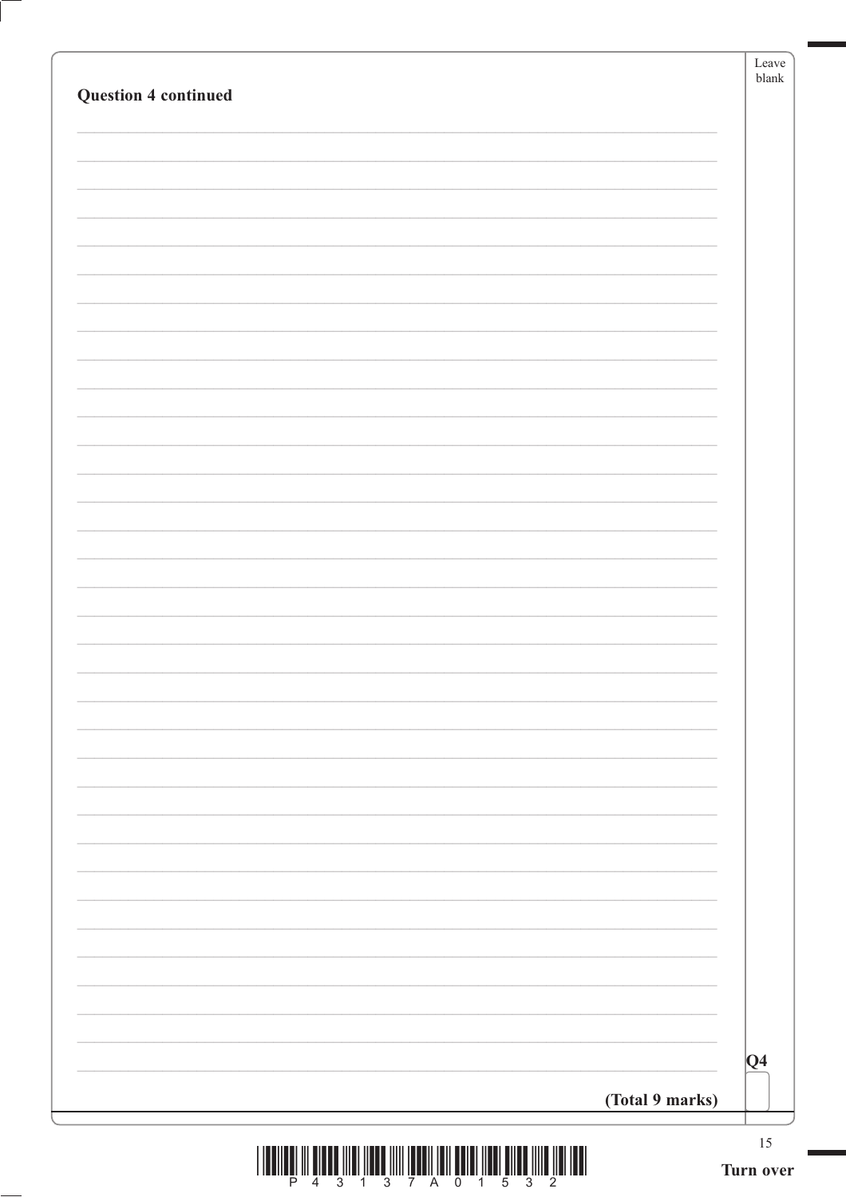**Question 4 continued**

Q4

**(Total 9 marks)**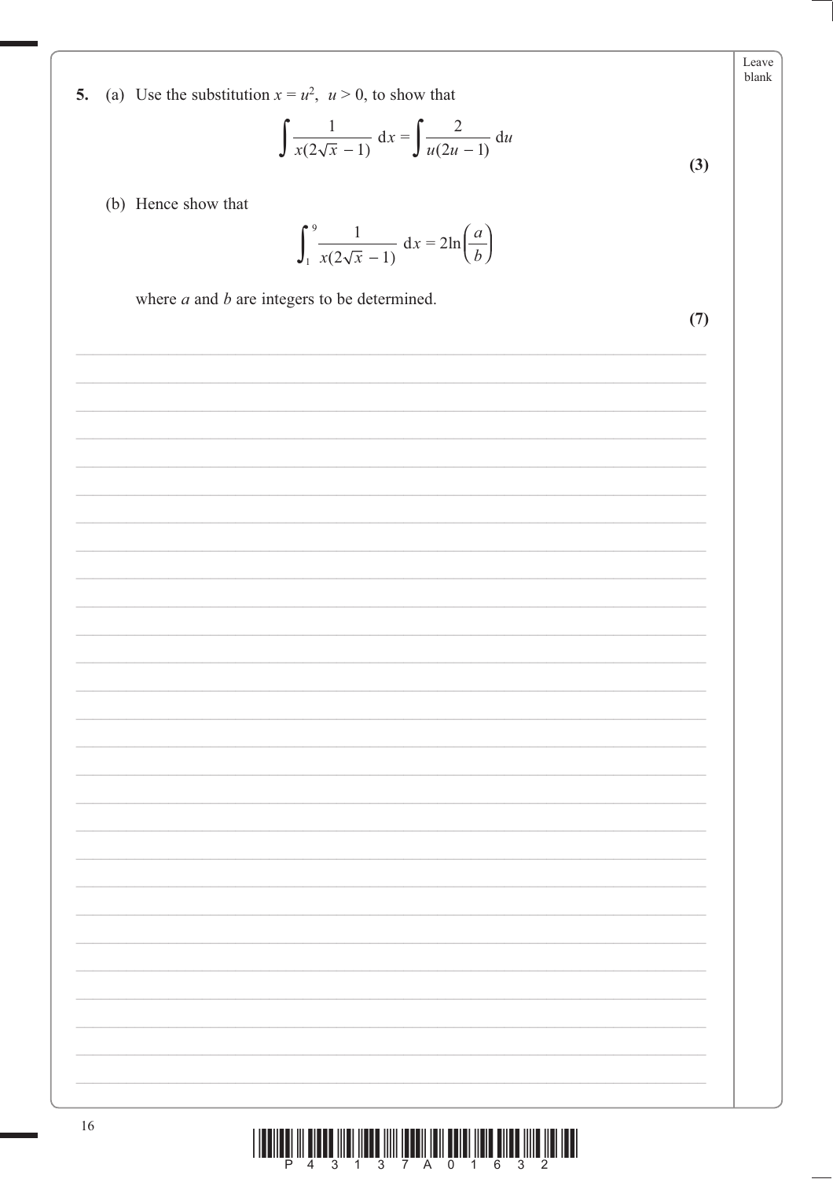**5.** (a) Use the substitution $x = u^2$, $u > 0$, to show that

$$\int \frac{1}{x(2\sqrt{x} - 1)} \, \mathrm{d}x = \int \frac{2}{u(2u - 1)} \, \mathrm{d}u$$

**(3)**

(b) Hence show that

$$\int_1^9 \frac{1}{x(2\sqrt{x} - 1)} \, \mathrm{d}x = 2\ln\left(\frac{a}{b}\right)$$

where $a$ and $b$ are integers to be determined.

**(7)**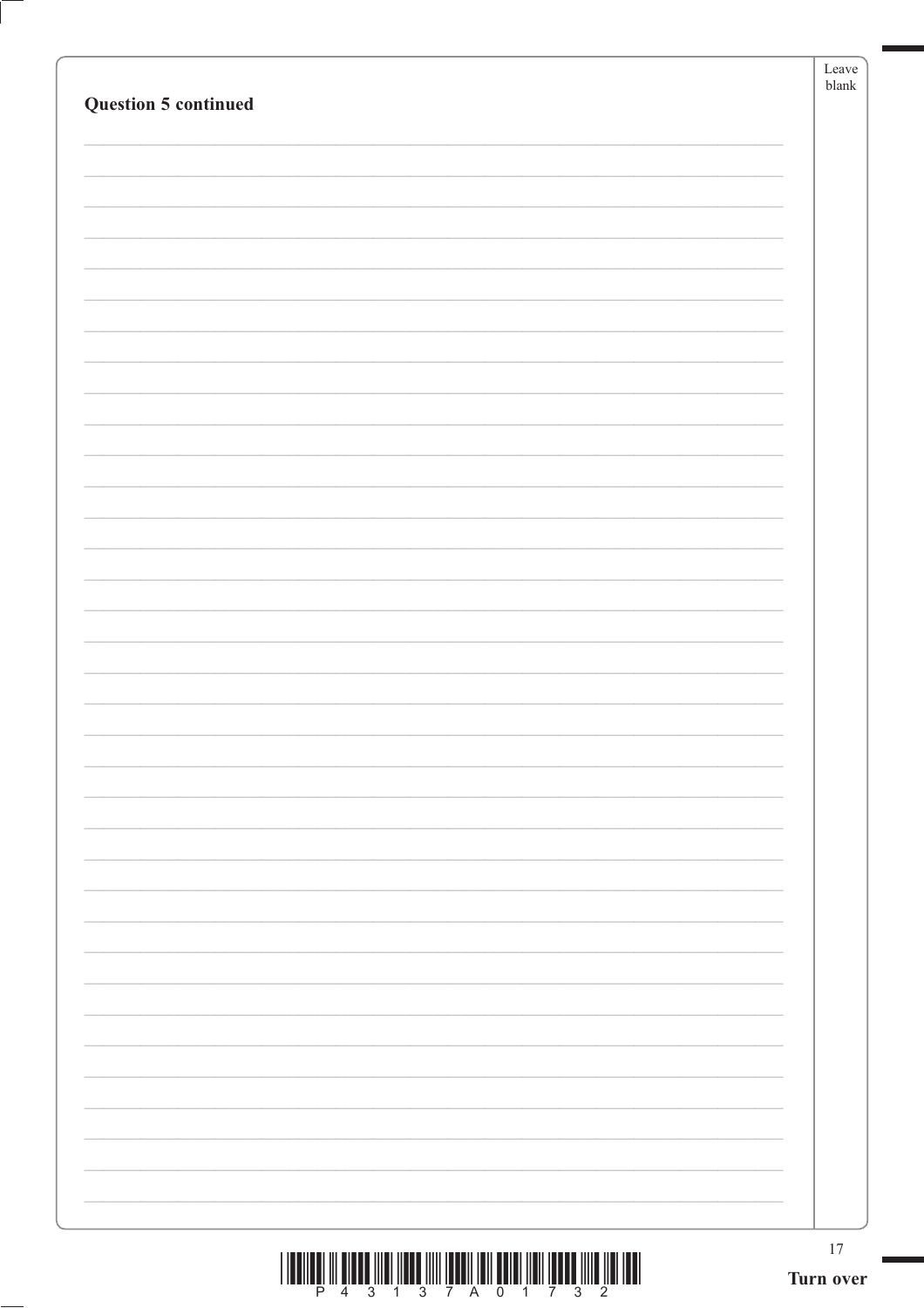**Question 5 continued**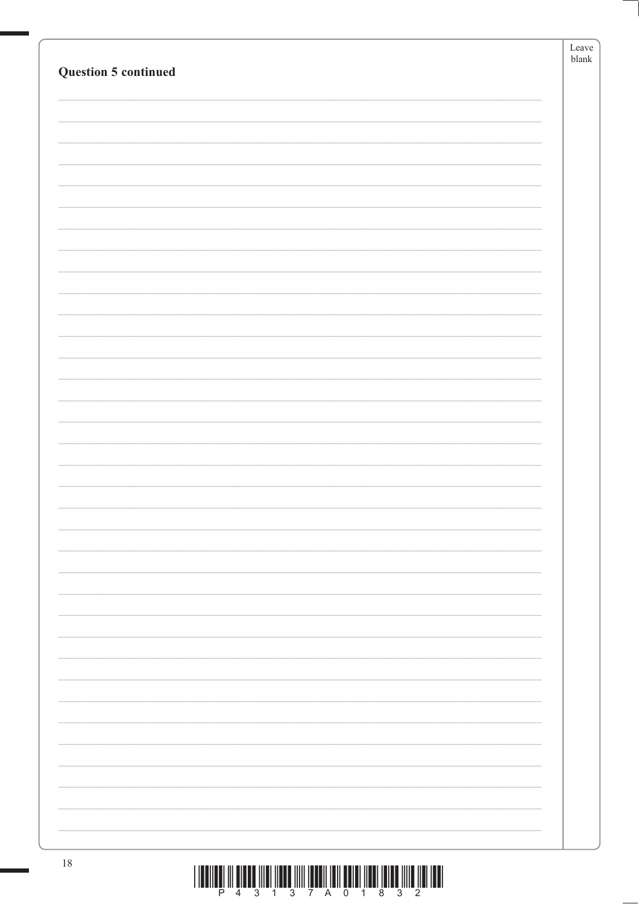**Question 5 continued**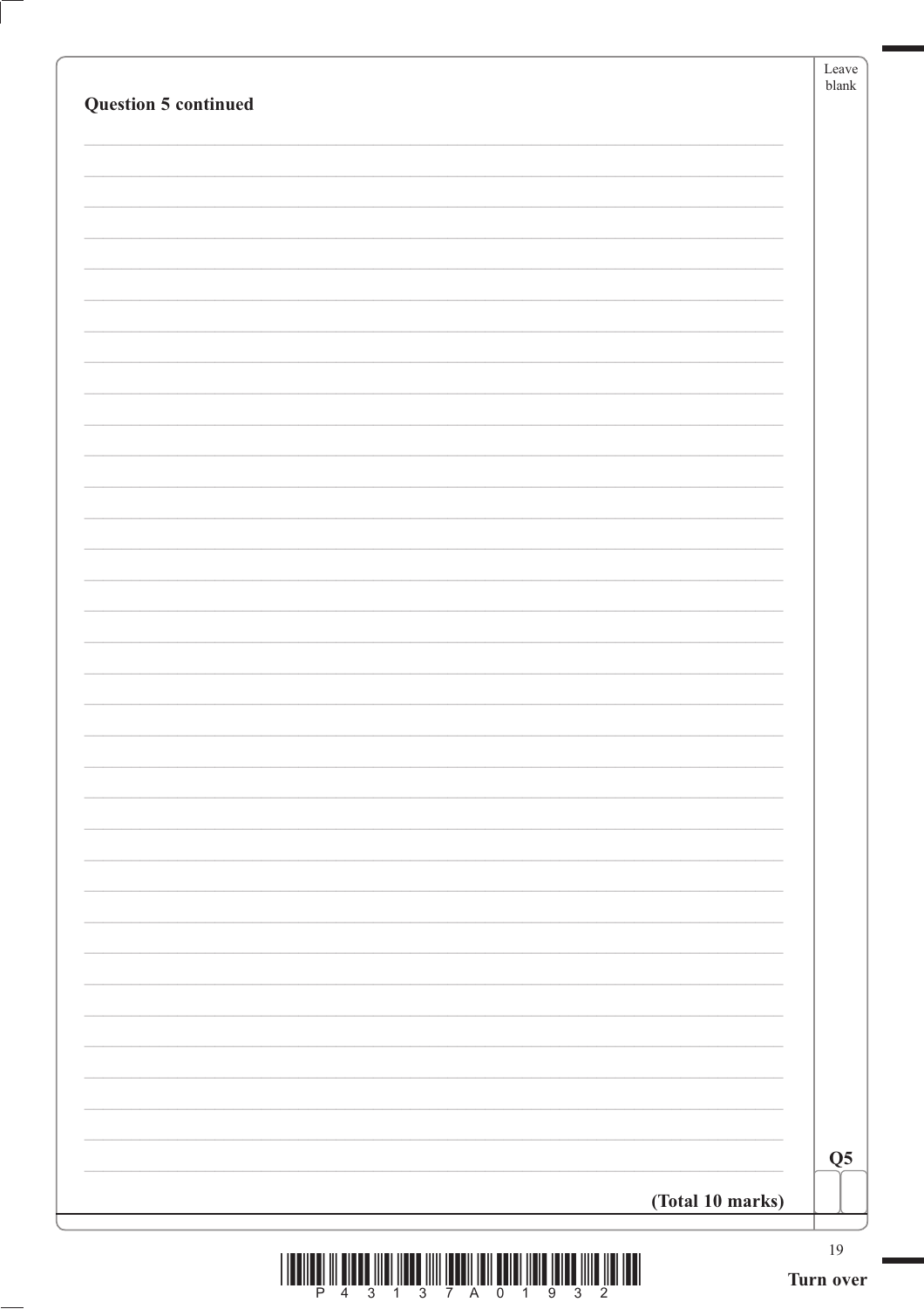**Question 5 continued**

**(Total 10 marks)**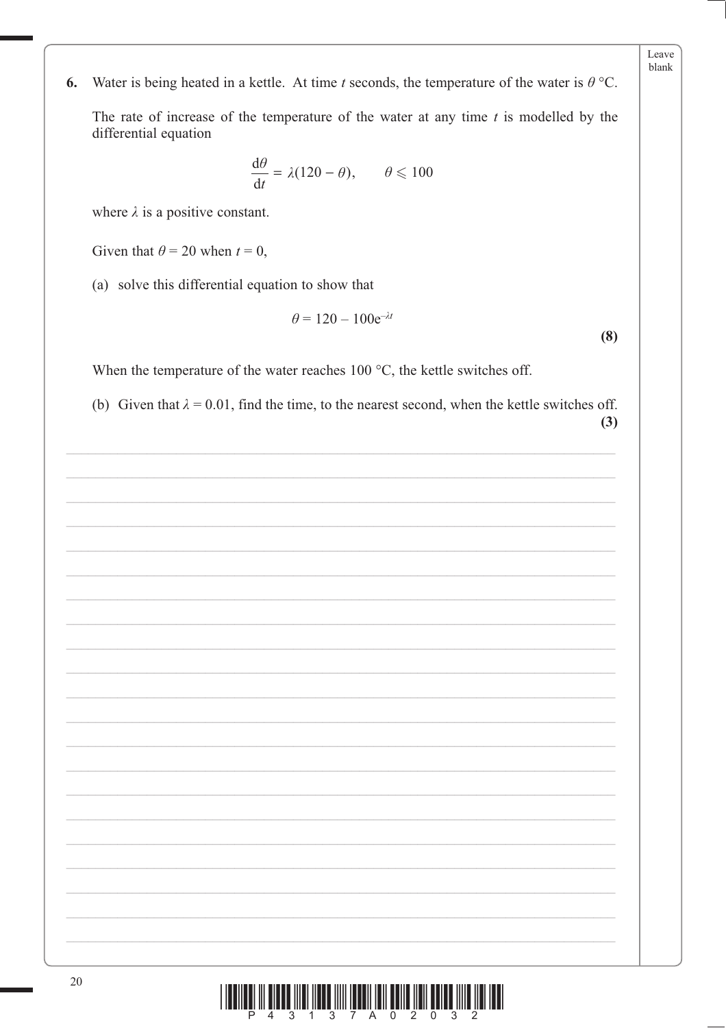**6.** Water is being heated in a kettle. At time $t$ seconds, the temperature of the water is $\theta$ °C.

The rate of increase of the temperature of the water at any time $t$ is modelled by the differential equation

$$\frac{d\theta}{dt} = \lambda(120 - \theta), \qquad \theta \leqslant 100$$

where $\lambda$ is a positive constant.

Given that $\theta = 20$ when $t = 0$,

(a) solve this differential equation to show that

$$\theta = 120 - 100e^{-\lambda t}$$

**(8)**

When the temperature of the water reaches 100 °C, the kettle switches off.

(b) Given that $\lambda = 0.01$, find the time, to the nearest second, when the kettle switches off.

**(3)**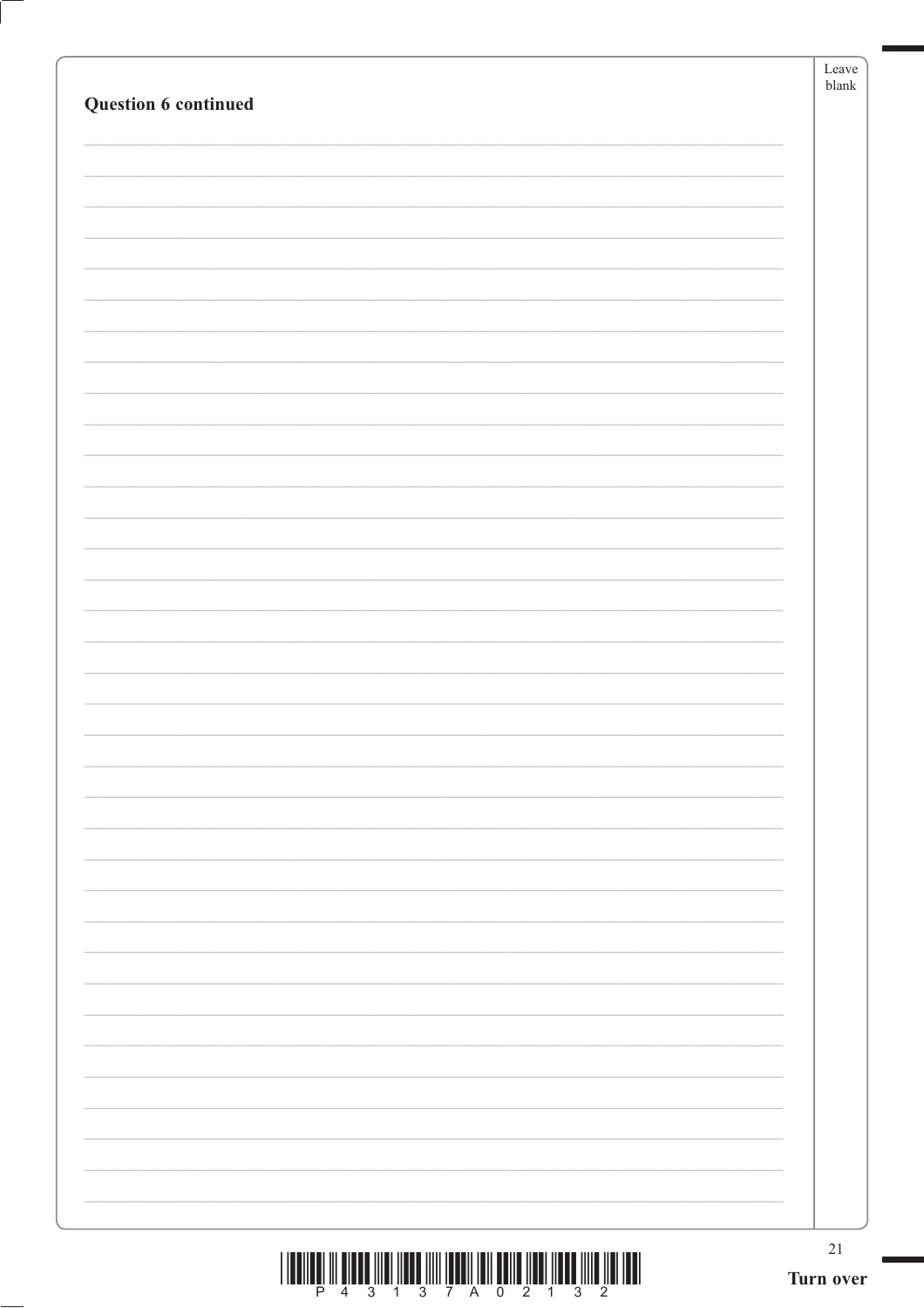**Question 6 continued**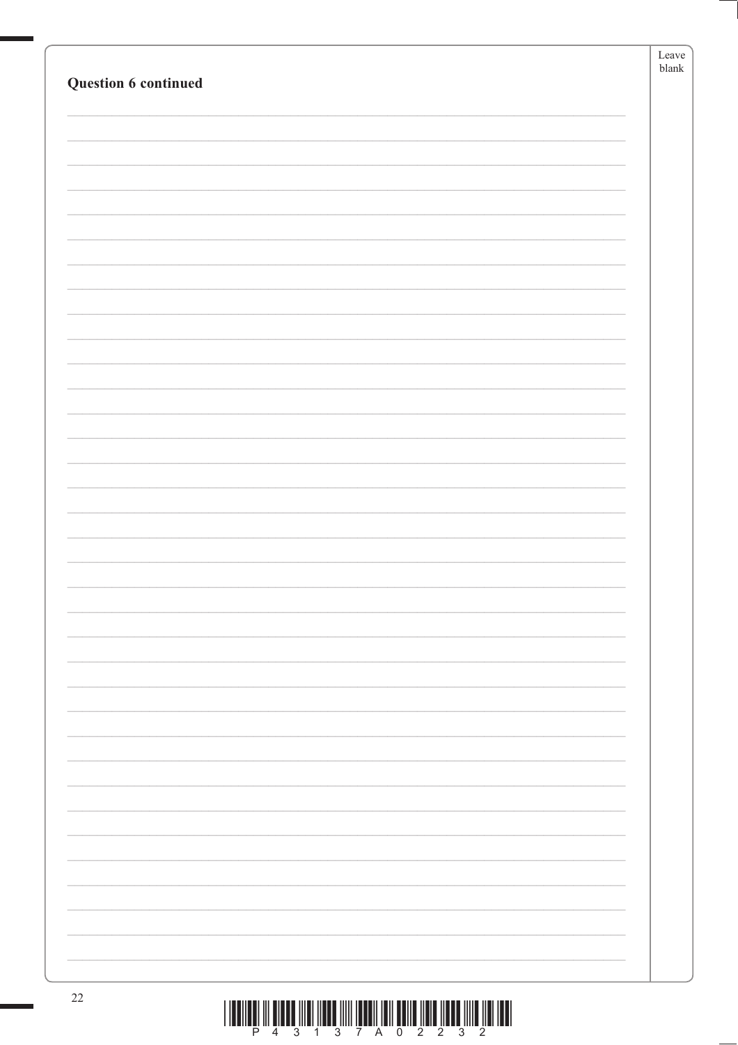**Question 6 continued**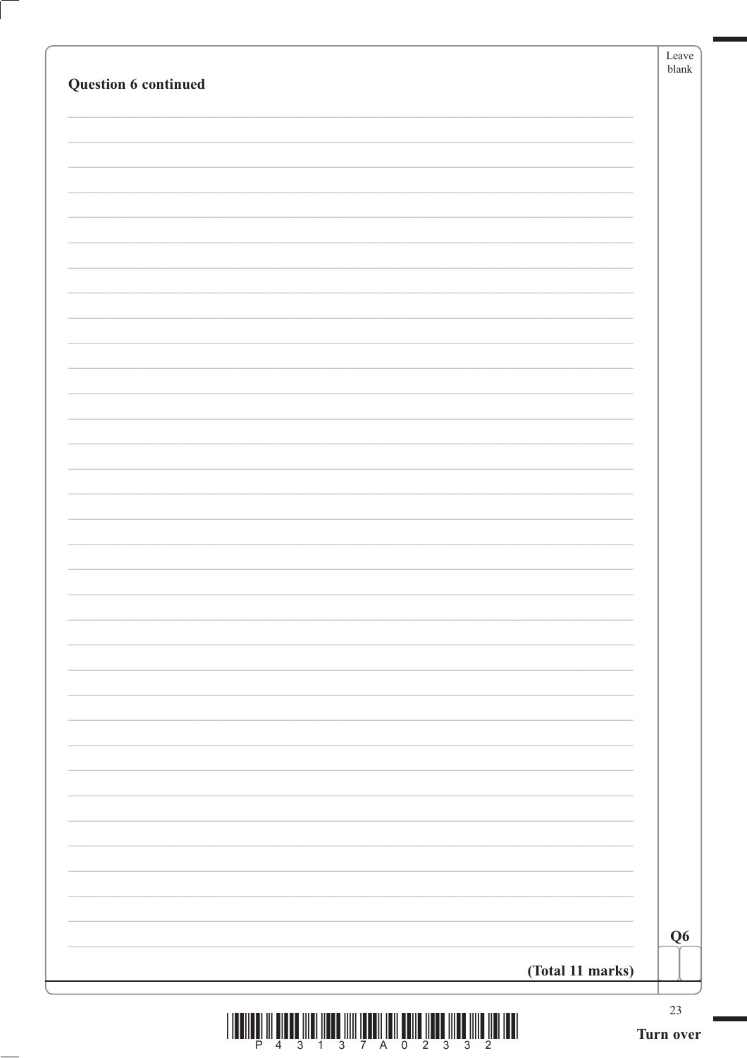**Question 6 continued**

Q6

**(Total 11 marks)**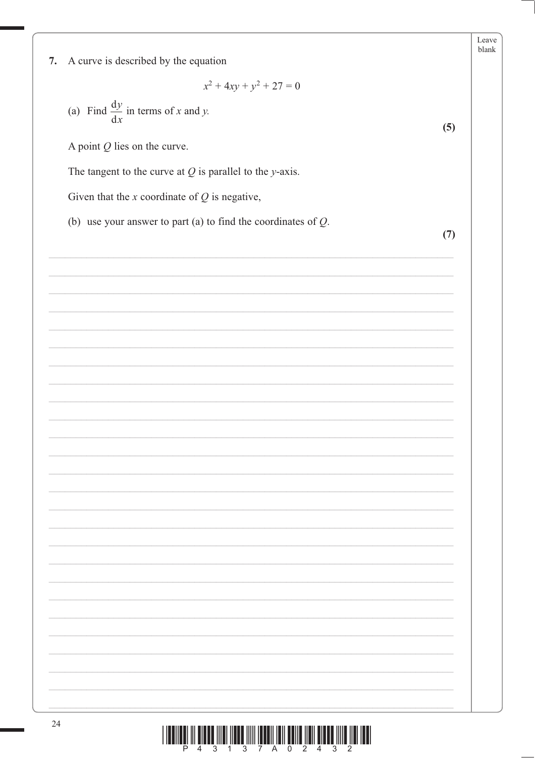**7.** A curve is described by the equation

$$x^2 + 4xy + y^2 + 27 = 0$$

(a) Find $\dfrac{\mathrm{d}y}{\mathrm{d}x}$ in terms of $x$ and $y$.

**(5)**

A point $Q$ lies on the curve.

The tangent to the curve at $Q$ is parallel to the $y$-axis.

Given that the $x$ coordinate of $Q$ is negative,

(b) use your answer to part (a) to find the coordinates of $Q$.

**(7)**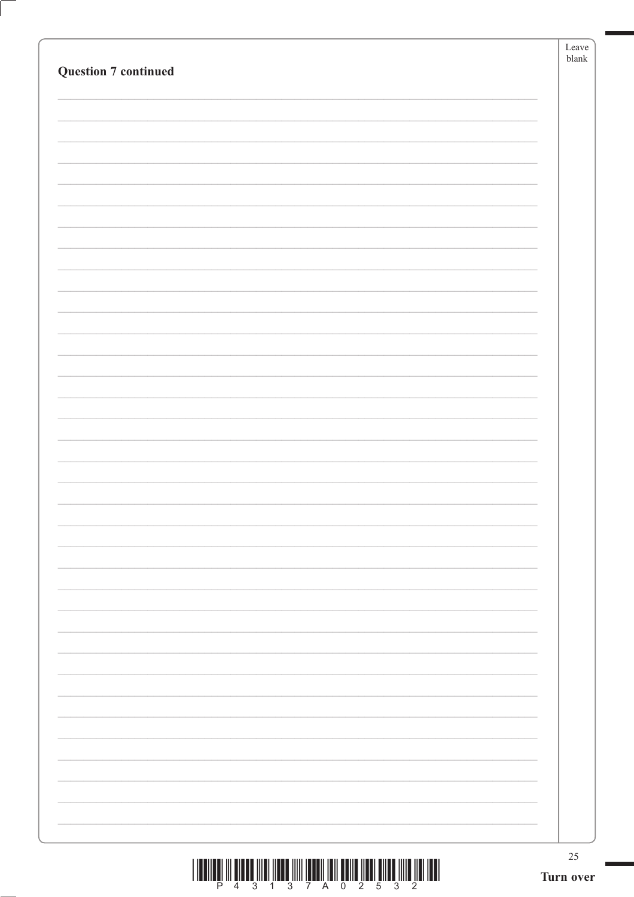**Question 7 continued**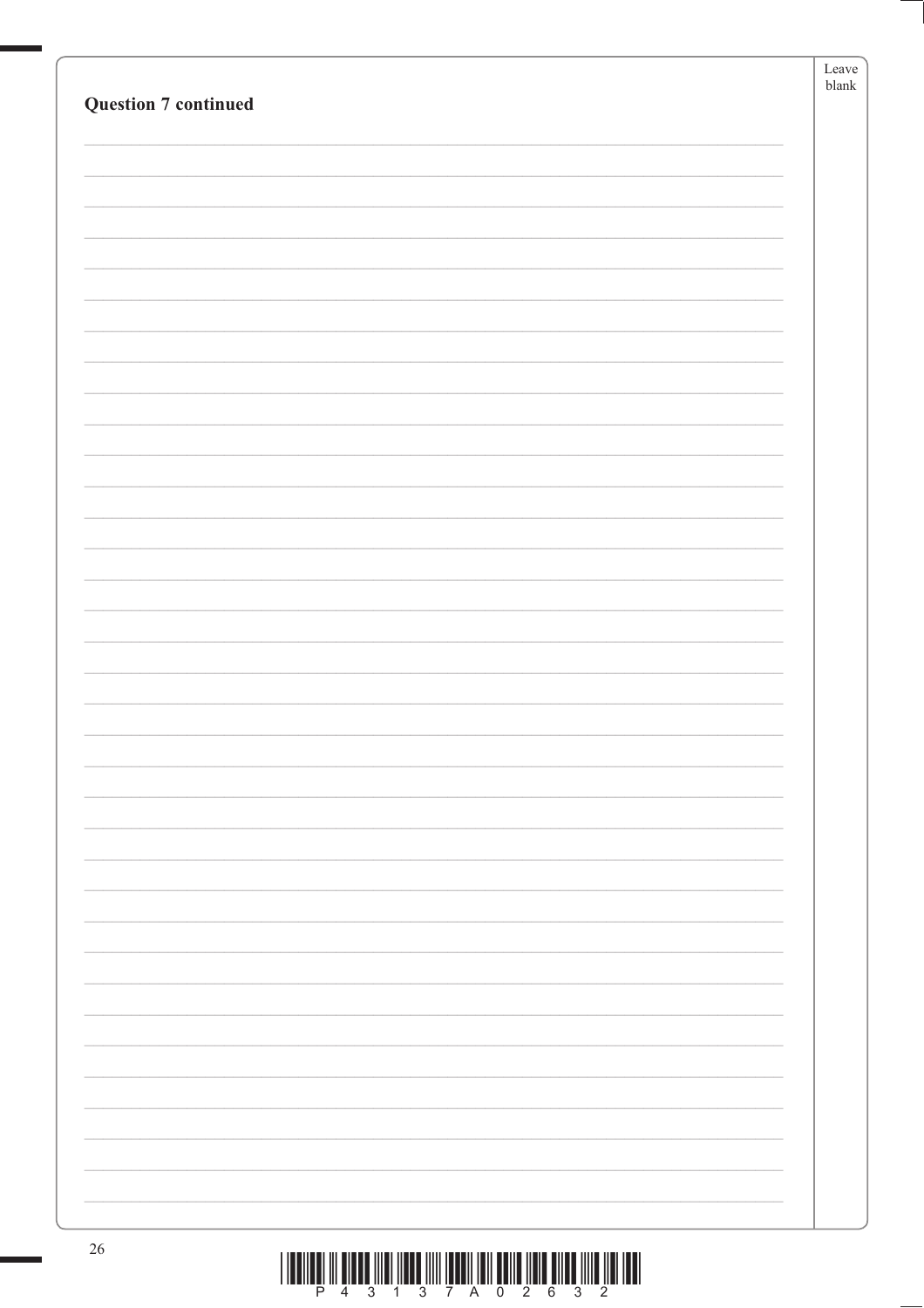**Question 7 continued**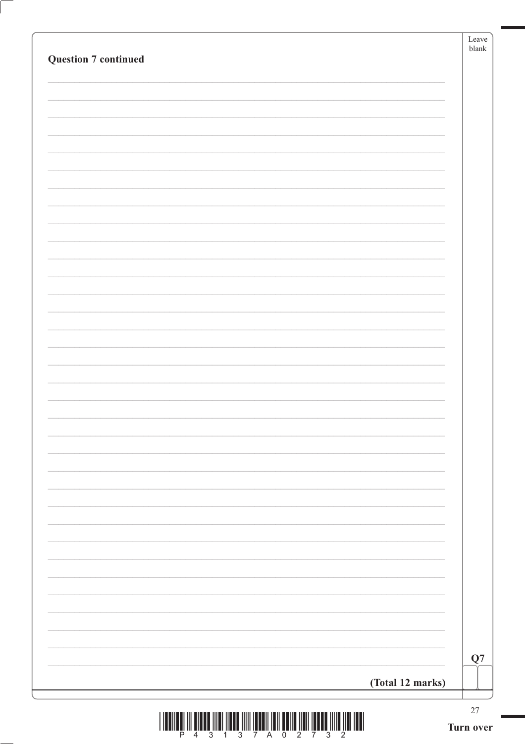**Question 7 continued**

**(Total 12 marks)**

Q7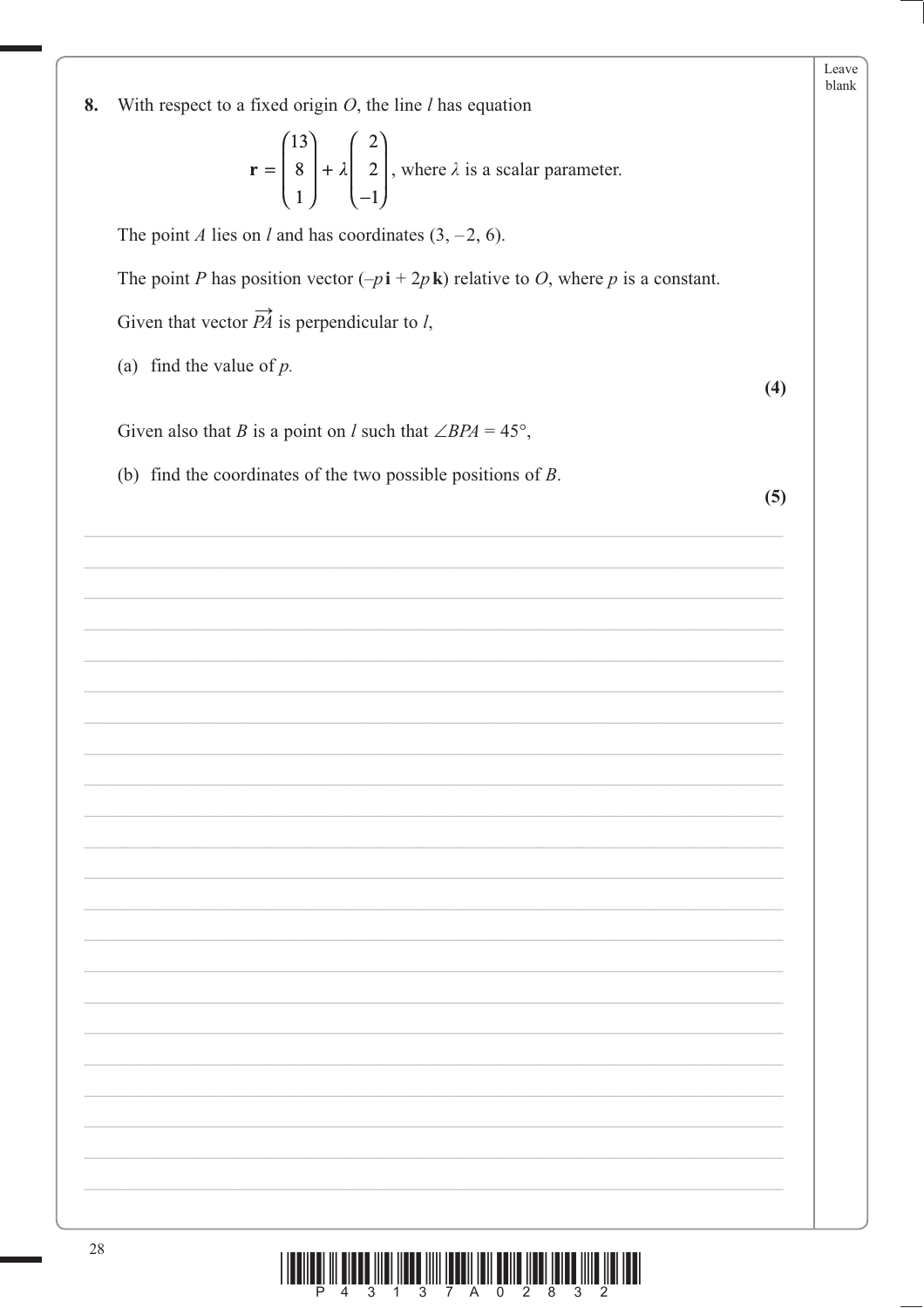**8.** With respect to a fixed origin $O$, the line $l$ has equation

$$\mathbf{r} = \begin{pmatrix} 13 \\ 8 \\ 1 \end{pmatrix} + \lambda \begin{pmatrix} 2 \\ 2 \\ -1 \end{pmatrix}, \text{ where } \lambda \text{ is a scalar parameter.}$$

The point $A$ lies on $l$ and has coordinates $(3, -2, 6)$.

The point $P$ has position vector $(-p\mathbf{i} + 2p\mathbf{k})$ relative to $O$, where $p$ is a constant.

Given that vector $\overrightarrow{PA}$ is perpendicular to $l$,

(a) find the value of $p$.

**(4)**

Given also that $B$ is a point on $l$ such that $\angle BPA = 45°$,

(b) find the coordinates of the two possible positions of $B$.

**(5)**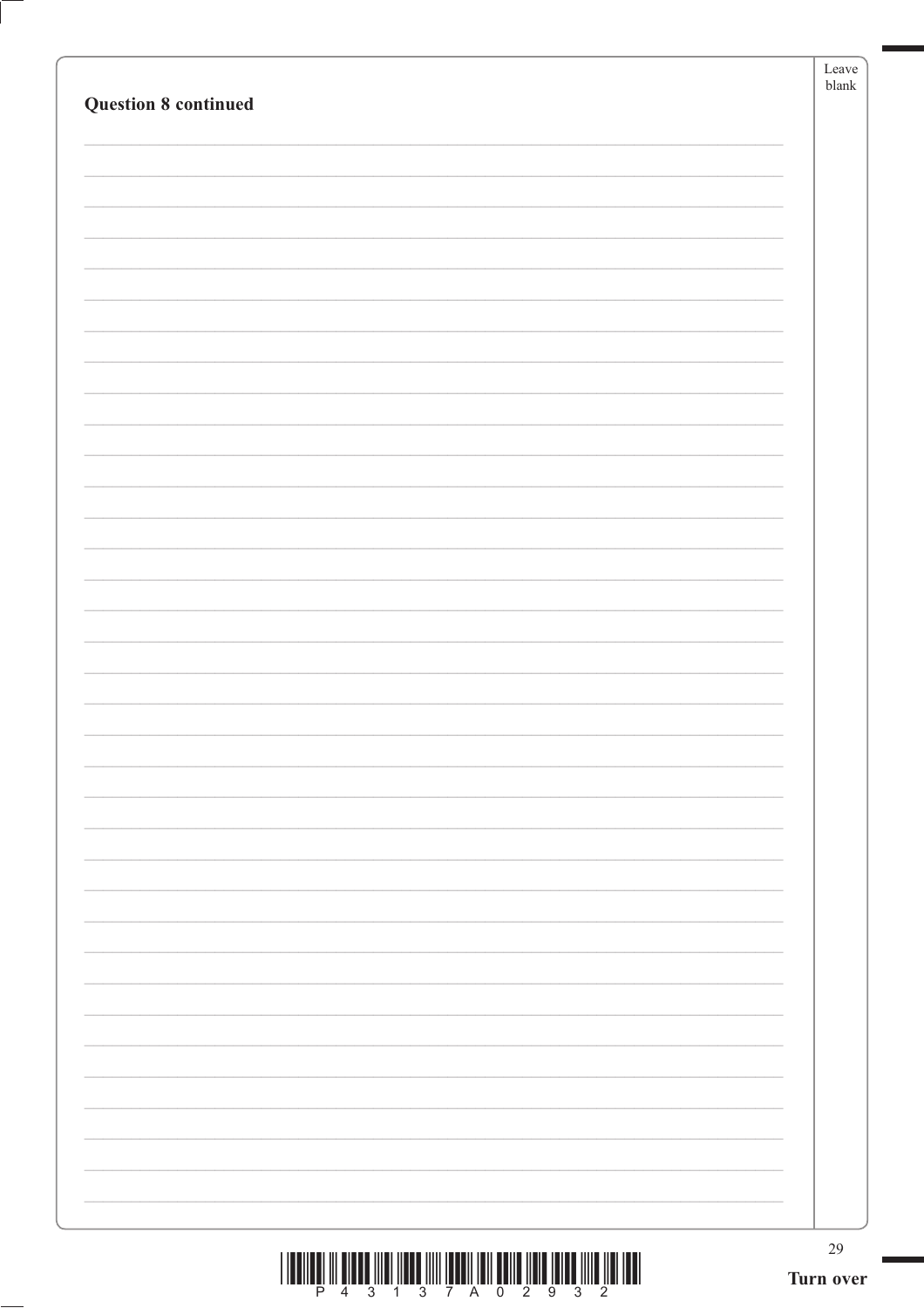**Question 8 continued**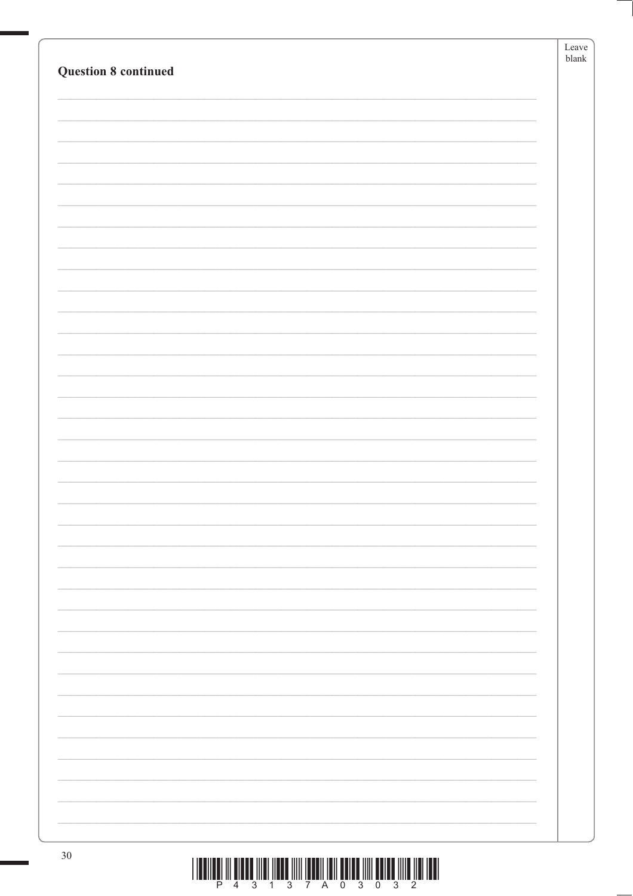**Question 8 continued**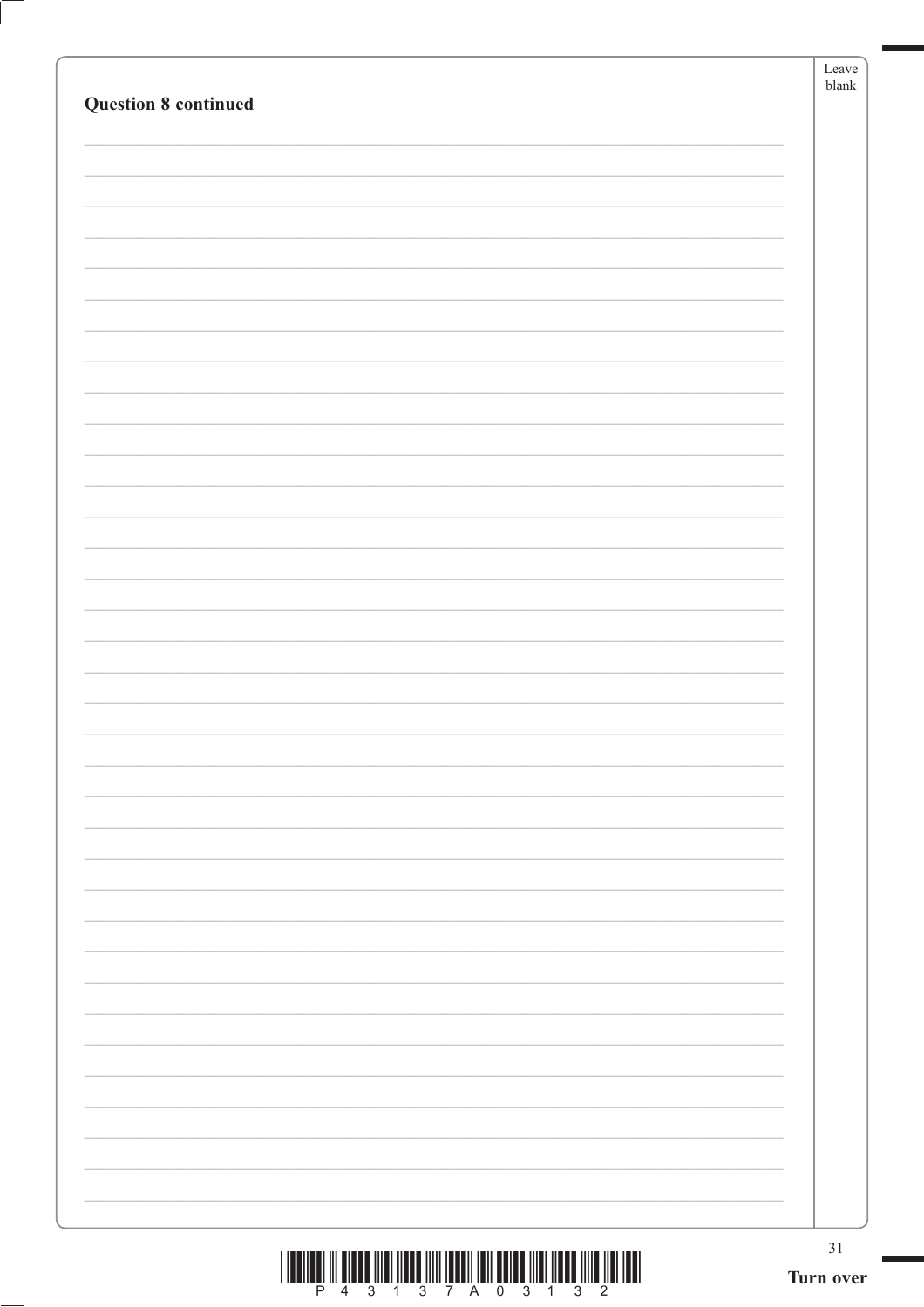**Question 8 continued**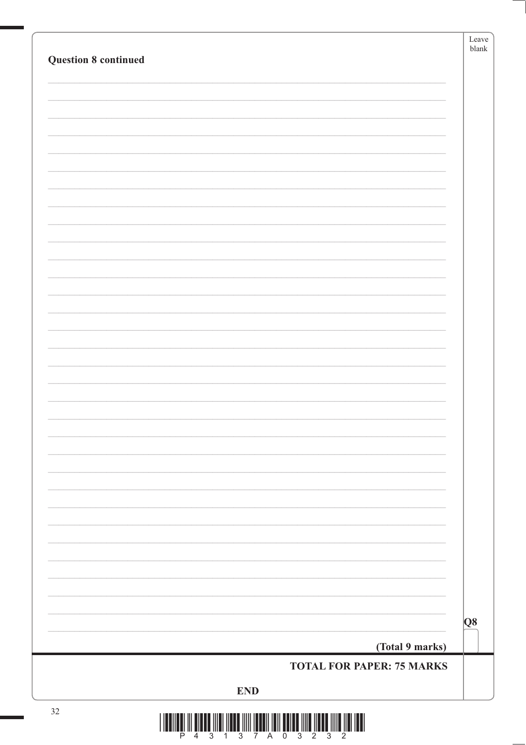**Question 8 continued**

**(Total 9 marks)**

**TOTAL FOR PAPER: 75 MARKS**

**END**